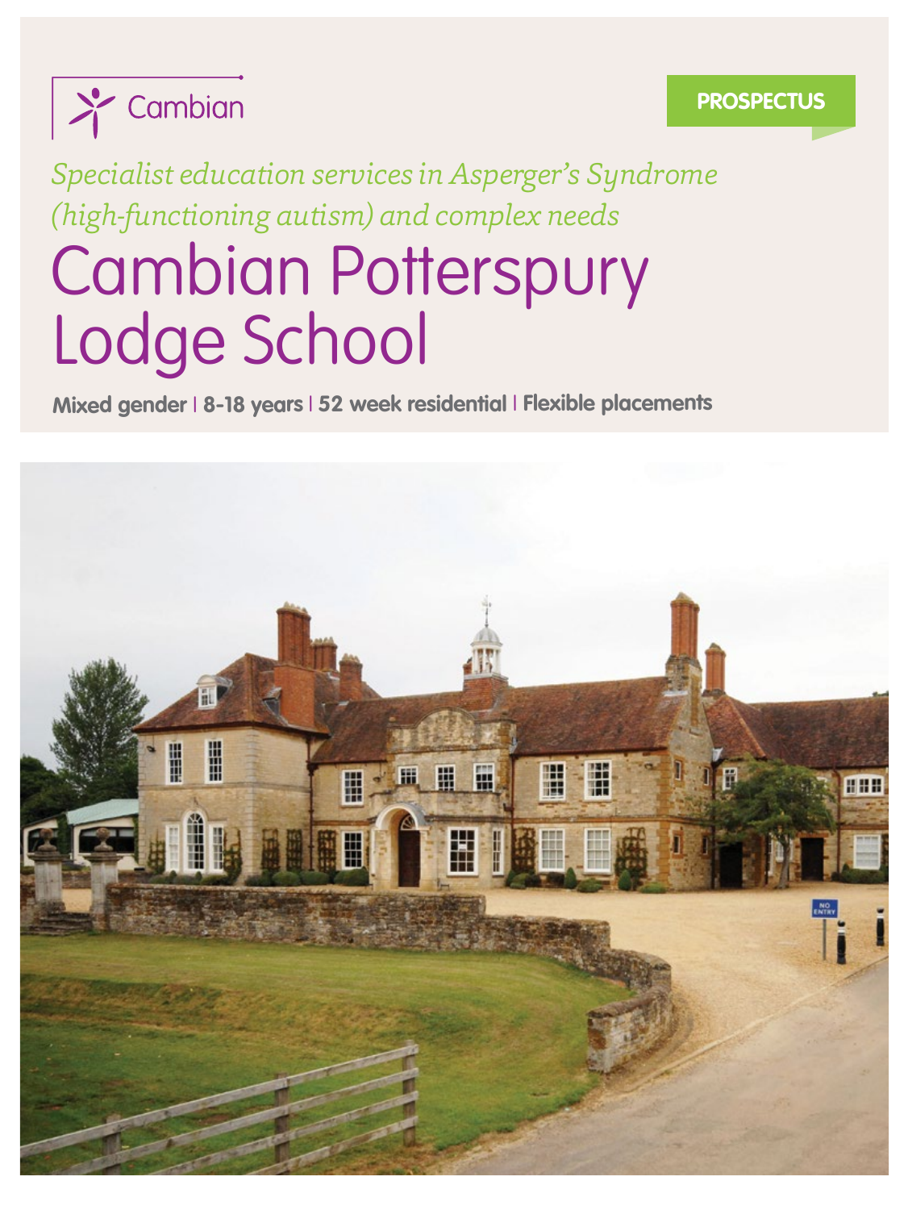Cambian

PROSPECTUS

*Specialist education services in Asperger's Syndrome (high-functioning autism) and complex needs*

# Cambian Potterspury Lodge School

**Mixed gender | 8-18 years | 52 week residential | Flexible placements**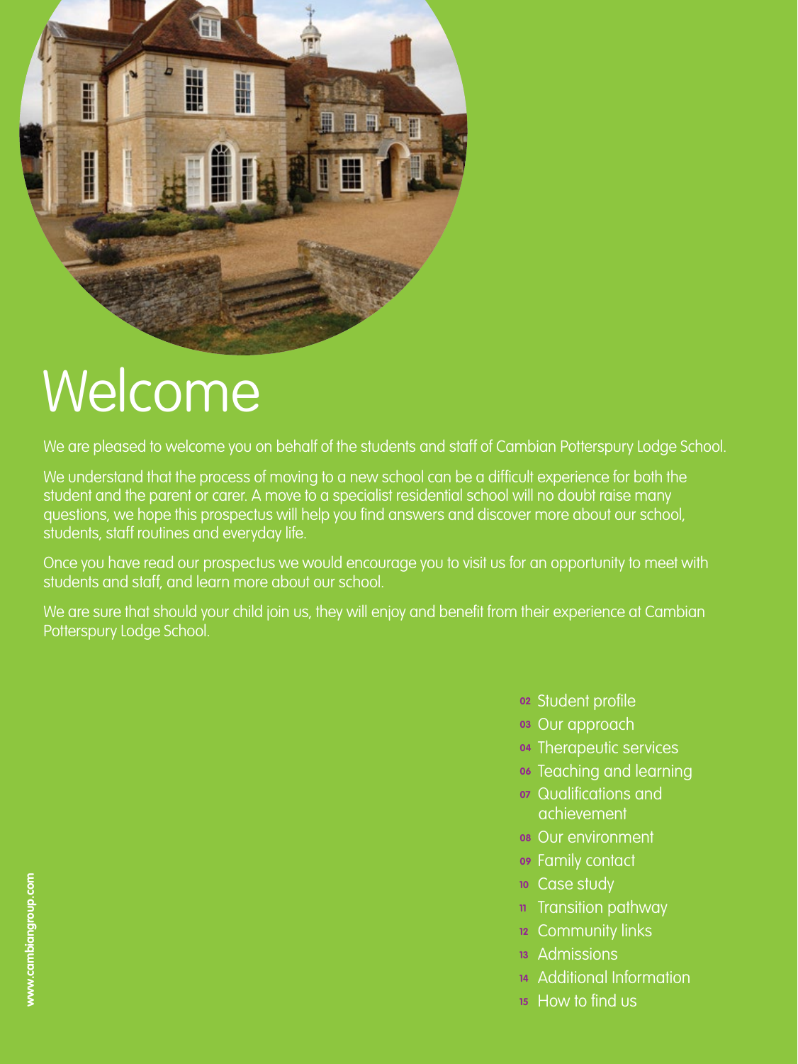# Welcome

We are pleased to welcome you on behalf of the students and staff of Cambian Potterspury Lodge School.

We understand that the process of moving to a new school can be a difficult experience for both the student and the parent or carer. A move to a specialist residential school will no doubt raise many questions, we hope this prospectus will help you find answers and discover more about our school, students, staff routines and everyday life.

Once you have read our prospectus we would encourage you to visit us for an opportunity to meet with students and staff, and learn more about our school.

We are sure that should your child join us, they will enjoy and benefit from their experience at Cambian Potterspury Lodge School.

- **02** Student profile
- **03** Our approach
- **04** Therapeutic services
- **06** Teaching and learning
- **07** Qualifications and achievement
- **08** Our environment
- **09** Family contact
- **10** Case study
- **11** Transition pathway
- **12** Community links
- **13** Admissions
- **14** Additional Information
- **15** How to find us

**www.cambiangroup.com**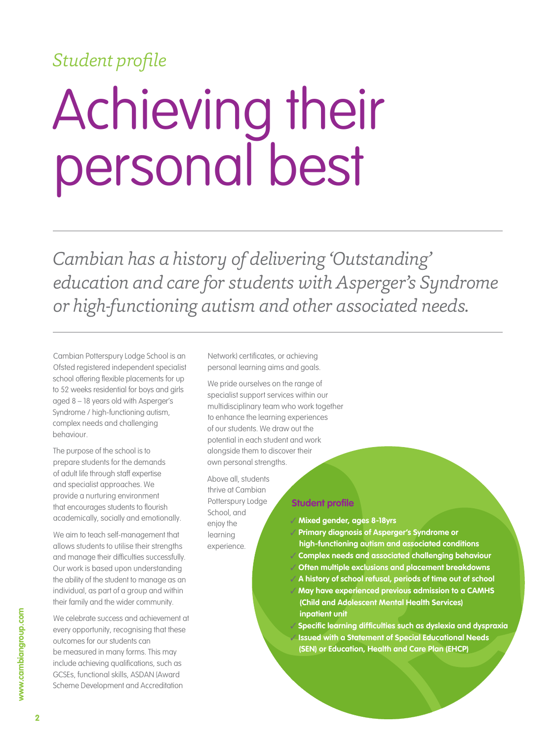*Student profile*

# Achieving their personal best

*Cambian has a history of delivering 'Outstanding' education and care for students with Asperger's Syndrome or high-functioning autism and other associated needs.*

Cambian Potterspury Lodge School is an Ofsted registered independent specialist school offering flexible placements for up to 52 weeks residential for boys and girls aged 8 – 18 years old with Asperger's Syndrome / high-functioning autism, complex needs and challenging behaviour.

The purpose of the school is to prepare students for the demands of adult life through staff expertise and specialist approaches. We provide a nurturing environment that encourages students to flourish academically, socially and emotionally.

We aim to teach self-management that allows students to utilise their strengths and manage their difficulties successfully. Our work is based upon understanding the ability of the student to manage as an individual, as part of a group and within their family and the wider community.

We celebrate success and achievement at every opportunity, recognising that these outcomes for our students can be measured in many forms. This may include achieving qualifications, such as GCSEs, functional skills, ASDAN (Award Scheme Development and Accreditation Network) certificates, or achieving personal learning aims and goals.

We pride ourselves on the range of specialist support services within our multidisciplinary team who work together to enhance the learning experiences of our students. We draw out the potential in each student and work alongside them to discover their own personal strengths.

Above all, students thrive at Cambian Potterspury Lodge School, and enjoy the learning experience.

### Student profile

- ✓ **Mixed gender, ages 8-18yrs**
- ✓ **Primary diagnosis of Asperger's Syndrome or high-functioning autism and associated conditions**
- ✓ **Complex needs and associated challenging behaviour**
- ✓ **Often multiple exclusions and placement breakdowns**
- ✓ **A history of school refusal, periods of time out of school**
- ✓ **May have experienced previous admission to a CAMHS (Child and Adolescent Mental Health Services) inpatient unit**
- ✓ **Specific learning difficulties such as dyslexia and dyspraxia**
- ✓ **Issued with a Statement of Special Educational Needs (SEN) or Education, Health and Care Plan (EHCP)**

www.cambiangroup.com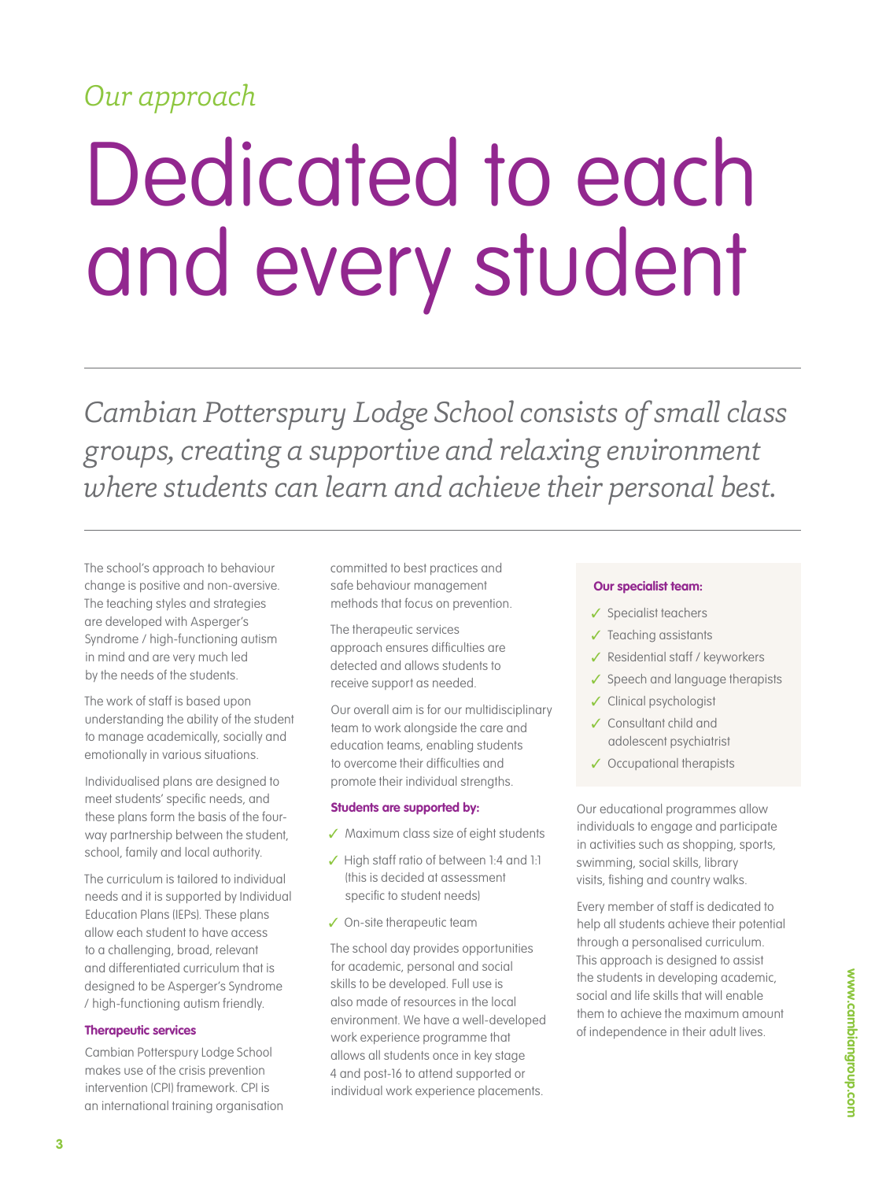*Our approach*

# Dedicated to each and every student

*Cambian Potterspury Lodge School consists of small class groups, creating a supportive and relaxing environment where students can learn and achieve their personal best.*

The school's approach to behaviour change is positive and non-aversive. The teaching styles and strategies are developed with Asperger's Syndrome / high-functioning autism in mind and are very much led by the needs of the students.

The work of staff is based upon understanding the ability of the student to manage academically, socially and emotionally in various situations.

Individualised plans are designed to meet students' specific needs, and these plans form the basis of the four-way partnership between the student, school, family and local authority.

The curriculum is tailored to individual needs and it is supported by Individual Education Plans (IEPs). These plans allow each student to have access to a challenging, broad, relevant and differentiated curriculum that is designed to be Asperger's Syndrome / high-functioning autism friendly.

**Therapeutic services**

Cambian Potterspury Lodge School makes use of the crisis prevention intervention (CPI) framework. CPI is an international training organisation committed to best practices and safe behaviour management methods that focus on prevention.

The therapeutic services approach ensures difficulties are detected and allows students to receive support as needed.

Our overall aim is for our multidisciplinary team to work alongside the care and education teams, enabling students to overcome their difficulties and promote their individual strengths.

**Students are supported by:**

- ✓ Maximum class size of eight students
- ✓ High staff ratio of between 1:4 and 1:1 (this is decided at assessment specific to student needs)
- ✓ On-site therapeutic team

The school day provides opportunities for academic, personal and social skills to be developed. Full use is also made of resources in the local environment. We have a well-developed work experience programme that allows all students once in key stage 4 and post-16 to attend supported or individual work experience placements.

**Our specialist team:**

- ✓ Specialist teachers
- ✓ Teaching assistants
- ✓ Residential staff / keyworkers
- ✓ Speech and language therapists
- ✓ Clinical psychologist
- ✓ Consultant child and adolescent psychiatrist
- ✓ Occupational therapists

Our educational programmes allow individuals to engage and participate in activities such as shopping, sports, swimming, social skills, library visits, fishing and country walks.

Every member of staff is dedicated to help all students achieve their potential through a personalised curriculum. This approach is designed to assist the students in developing academic, social and life skills that will enable them to achieve the maximum amount of independence in their adult lives.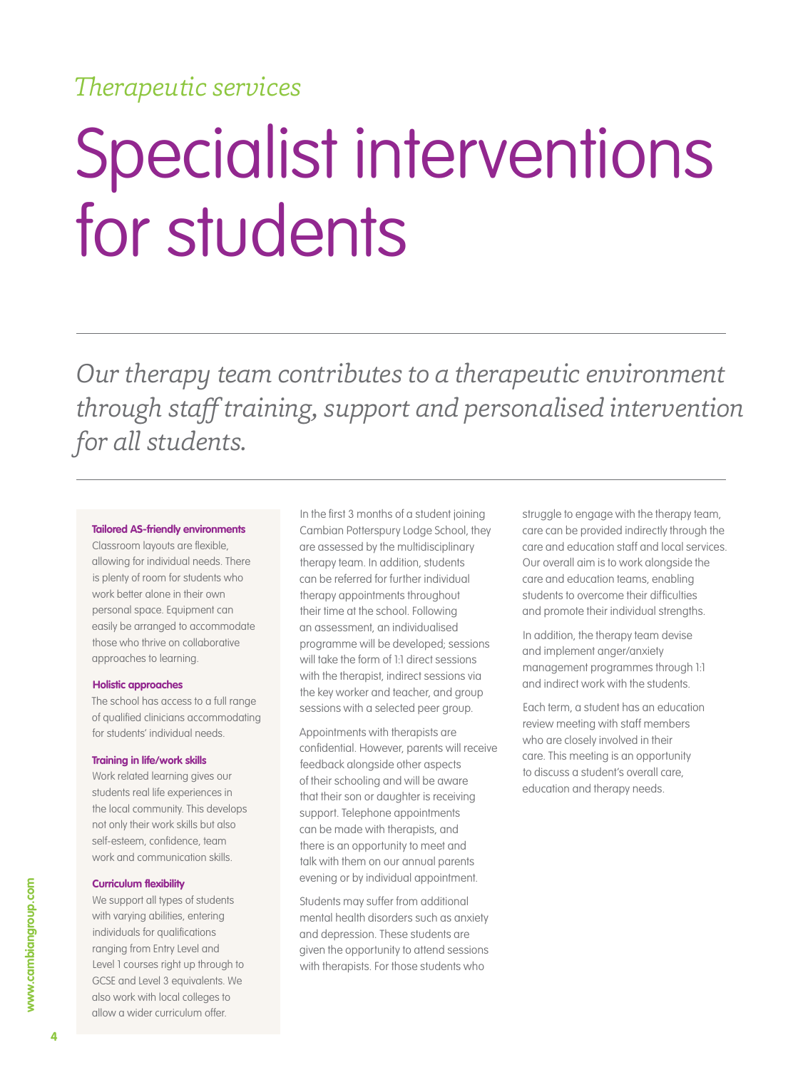*Therapeutic services*

# Specialist interventions for students

*Our therapy team contributes to a therapeutic environment through staff training, support and personalised intervention for all students.*

**Tailored AS-friendly environments**

Classroom layouts are flexible, allowing for individual needs. There is plenty of room for students who work better alone in their own personal space. Equipment can easily be arranged to accommodate those who thrive on collaborative approaches to learning.

**Holistic approaches**

The school has access to a full range of qualified clinicians accommodating for students' individual needs.

**Training in life/work skills**

Work related learning gives our students real life experiences in the local community. This develops not only their work skills but also self-esteem, confidence, team work and communication skills.

**Curriculum flexibility**

We support all types of students with varying abilities, entering individuals for qualifications ranging from Entry Level and Level 1 courses right up through to GCSE and Level 3 equivalents. We also work with local colleges to allow a wider curriculum offer.

In the first 3 months of a student joining Cambian Potterspury Lodge School, they are assessed by the multidisciplinary therapy team. In addition, students can be referred for further individual therapy appointments throughout their time at the school. Following an assessment, an individualised programme will be developed; sessions will take the form of 1:1 direct sessions with the therapist, indirect sessions via the key worker and teacher, and group sessions with a selected peer group.

Appointments with therapists are confidential. However, parents will receive feedback alongside other aspects of their schooling and will be aware that their son or daughter is receiving support. Telephone appointments can be made with therapists, and there is an opportunity to meet and talk with them on our annual parents evening or by individual appointment.

Students may suffer from additional mental health disorders such as anxiety and depression. These students are given the opportunity to attend sessions with therapists. For those students who struggle to engage with the therapy team, care can be provided indirectly through the care and education staff and local services. Our overall aim is to work alongside the care and education teams, enabling students to overcome their difficulties and promote their individual strengths.

In addition, the therapy team devise and implement anger/anxiety management programmes through 1:1 and indirect work with the students.

Each term, a student has an education review meeting with staff members who are closely involved in their care. This meeting is an opportunity to discuss a student's overall care, education and therapy needs.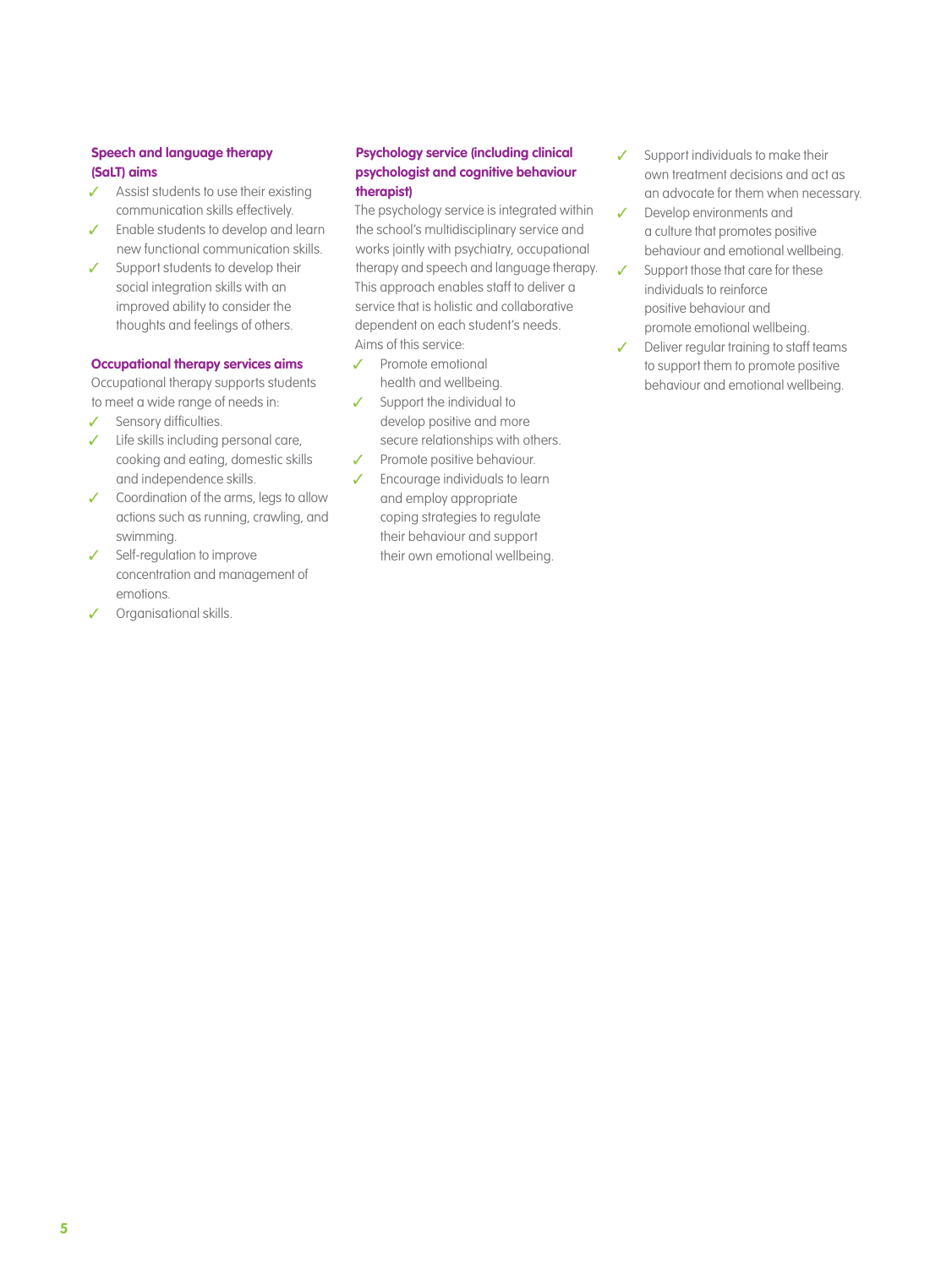### Speech and language therapy (SaLT) aims

- ✓ Assist students to use their existing communication skills effectively.
- ✓ Enable students to develop and learn new functional communication skills.
- ✓ Support students to develop their social integration skills with an improved ability to consider the thoughts and feelings of others.

### Occupational therapy services aims

Occupational therapy supports students to meet a wide range of needs in:

- ✓ Sensory difficulties.
- ✓ Life skills including personal care, cooking and eating, domestic skills and independence skills.
- ✓ Coordination of the arms, legs to allow actions such as running, crawling, and swimming.
- ✓ Self-regulation to improve concentration and management of emotions.
- ✓ Organisational skills.

### Psychology service (including clinical psychologist and cognitive behaviour therapist)

The psychology service is integrated within the school's multidisciplinary service and works jointly with psychiatry, occupational therapy and speech and language therapy. This approach enables staff to deliver a service that is holistic and collaborative dependent on each student's needs. Aims of this service:

- ✓ Promote emotional health and wellbeing.
- ✓ Support the individual to develop positive and more secure relationships with others.
- ✓ Promote positive behaviour.
- ✓ Encourage individuals to learn and employ appropriate coping strategies to regulate their behaviour and support their own emotional wellbeing.
- ✓ Support individuals to make their own treatment decisions and act as an advocate for them when necessary.
- ✓ Develop environments and a culture that promotes positive behaviour and emotional wellbeing.
- ✓ Support those that care for these individuals to reinforce positive behaviour and promote emotional wellbeing.
- ✓ Deliver regular training to staff teams to support them to promote positive behaviour and emotional wellbeing.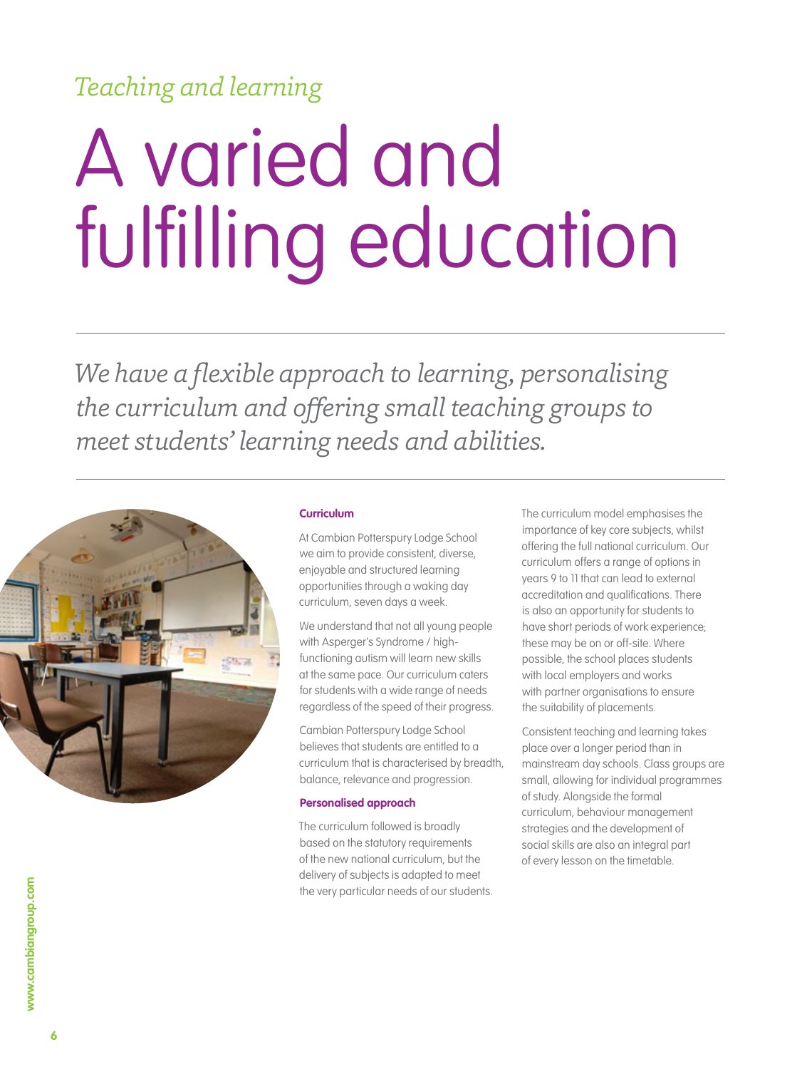*Teaching and learning*

# A varied and fulfilling education

*We have a flexible approach to learning, personalising the curriculum and offering small teaching groups to meet students' learning needs and abilities.*

**Curriculum**

At Cambian Potterspury Lodge School we aim to provide consistent, diverse, enjoyable and structured learning opportunities through a waking day curriculum, seven days a week.

We understand that not all young people with Asperger's Syndrome / high-functioning autism will learn new skills at the same pace. Our curriculum caters for students with a wide range of needs regardless of the speed of their progress.

Cambian Potterspury Lodge School believes that students are entitled to a curriculum that is characterised by breadth, balance, relevance and progression.

**Personalised approach**

The curriculum followed is broadly based on the statutory requirements of the new national curriculum, but the delivery of subjects is adapted to meet the very particular needs of our students.

The curriculum model emphasises the importance of key core subjects, whilst offering the full national curriculum. Our curriculum offers a range of options in years 9 to 11 that can lead to external accreditation and qualifications. There is also an opportunity for students to have short periods of work experience; these may be on or off-site. Where possible, the school places students with local employers and works with partner organisations to ensure the suitability of placements.

Consistent teaching and learning takes place over a longer period than in mainstream day schools. Class groups are small, allowing for individual programmes of study. Alongside the formal curriculum, behaviour management strategies and the development of social skills are also an integral part of every lesson on the timetable.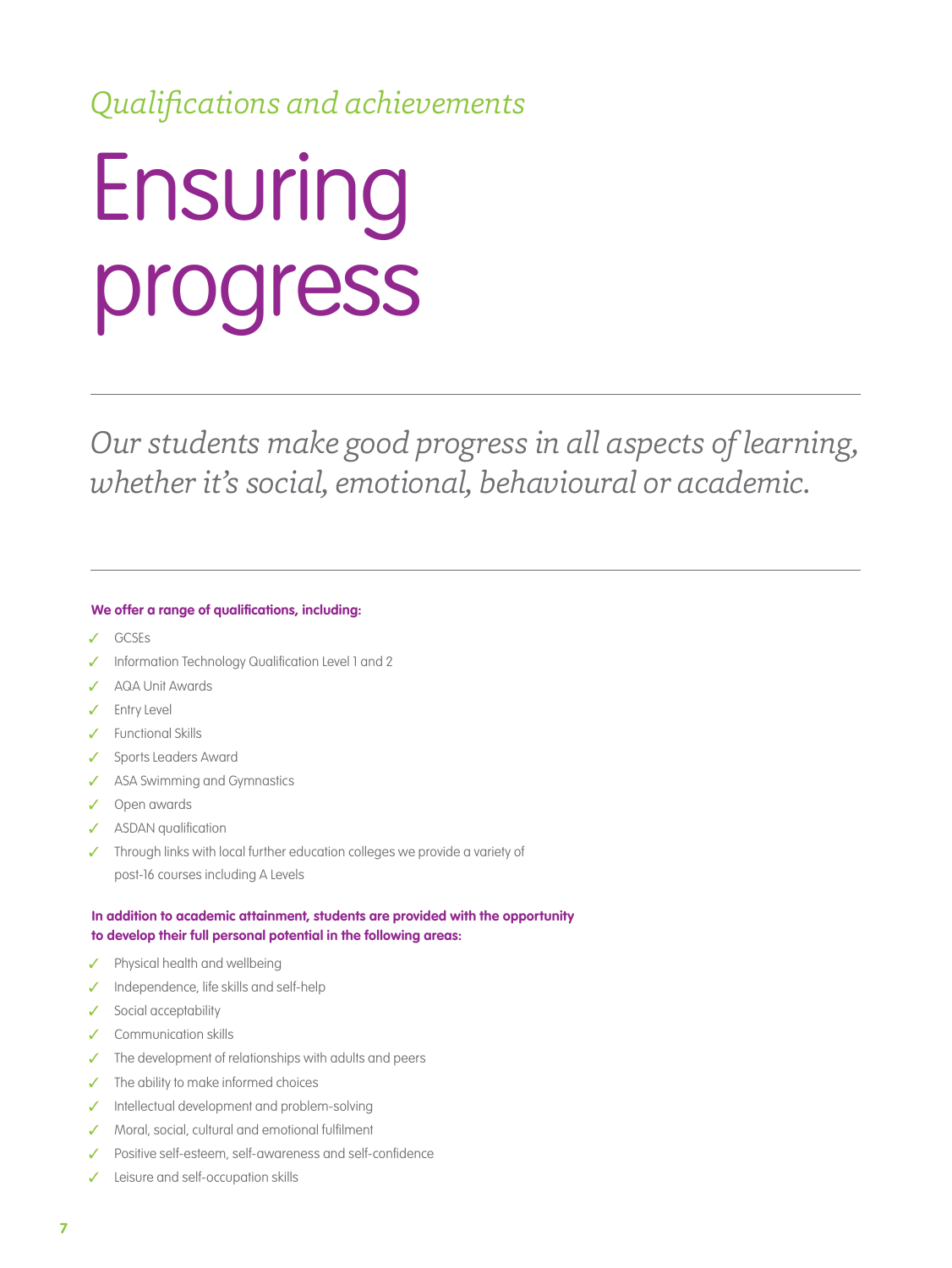*Qualifications and achievements*

# Ensuring progress

*Our students make good progress in all aspects of learning, whether it's social, emotional, behavioural or academic.*

**We offer a range of qualifications, including:**

- ✓ GCSEs
- ✓ Information Technology Qualification Level 1 and 2
- ✓ AQA Unit Awards
- ✓ Entry Level
- ✓ Functional Skills
- ✓ Sports Leaders Award
- ✓ ASA Swimming and Gymnastics
- ✓ Open awards
- ✓ ASDAN qualification
- ✓ Through links with local further education colleges we provide a variety of post-16 courses including A Levels

**In addition to academic attainment, students are provided with the opportunity to develop their full personal potential in the following areas:**

- ✓ Physical health and wellbeing
- ✓ Independence, life skills and self-help
- ✓ Social acceptability
- ✓ Communication skills
- ✓ The development of relationships with adults and peers
- ✓ The ability to make informed choices
- ✓ Intellectual development and problem-solving
- ✓ Moral, social, cultural and emotional fulfilment
- ✓ Positive self-esteem, self-awareness and self-confidence
- ✓ Leisure and self-occupation skills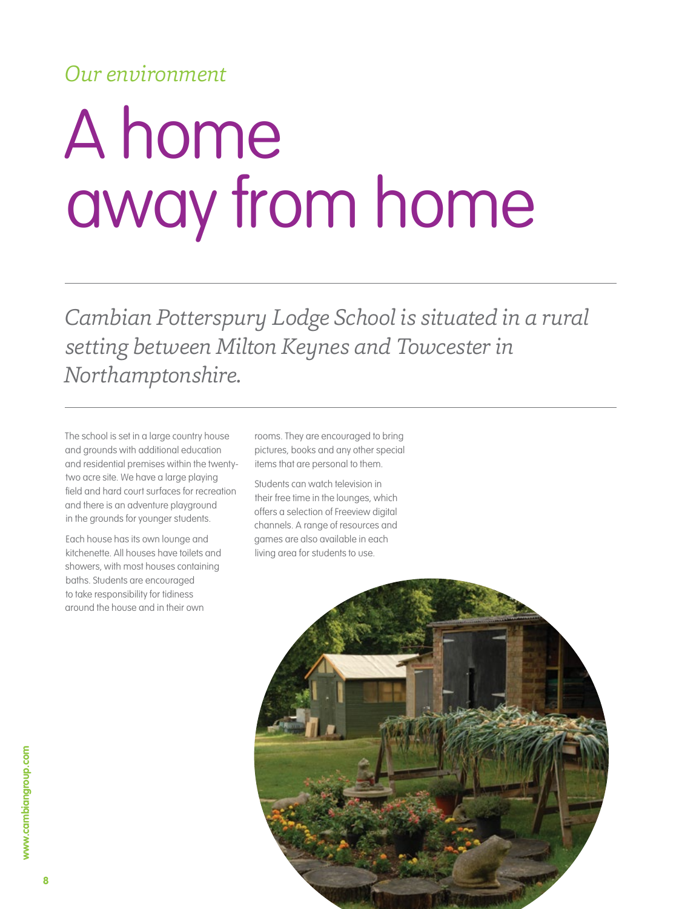*Our environment*

# A home away from home

*Cambian Potterspury Lodge School is situated in a rural setting between Milton Keynes and Towcester in Northamptonshire.*

The school is set in a large country house and grounds with additional education and residential premises within the twenty-two acre site. We have a large playing field and hard court surfaces for recreation and there is an adventure playground in the grounds for younger students.

Each house has its own lounge and kitchenette. All houses have toilets and showers, with most houses containing baths. Students are encouraged to take responsibility for tidiness around the house and in their own rooms. They are encouraged to bring pictures, books and any other special items that are personal to them.

Students can watch television in their free time in the lounges, which offers a selection of Freeview digital channels. A range of resources and games are also available in each living area for students to use.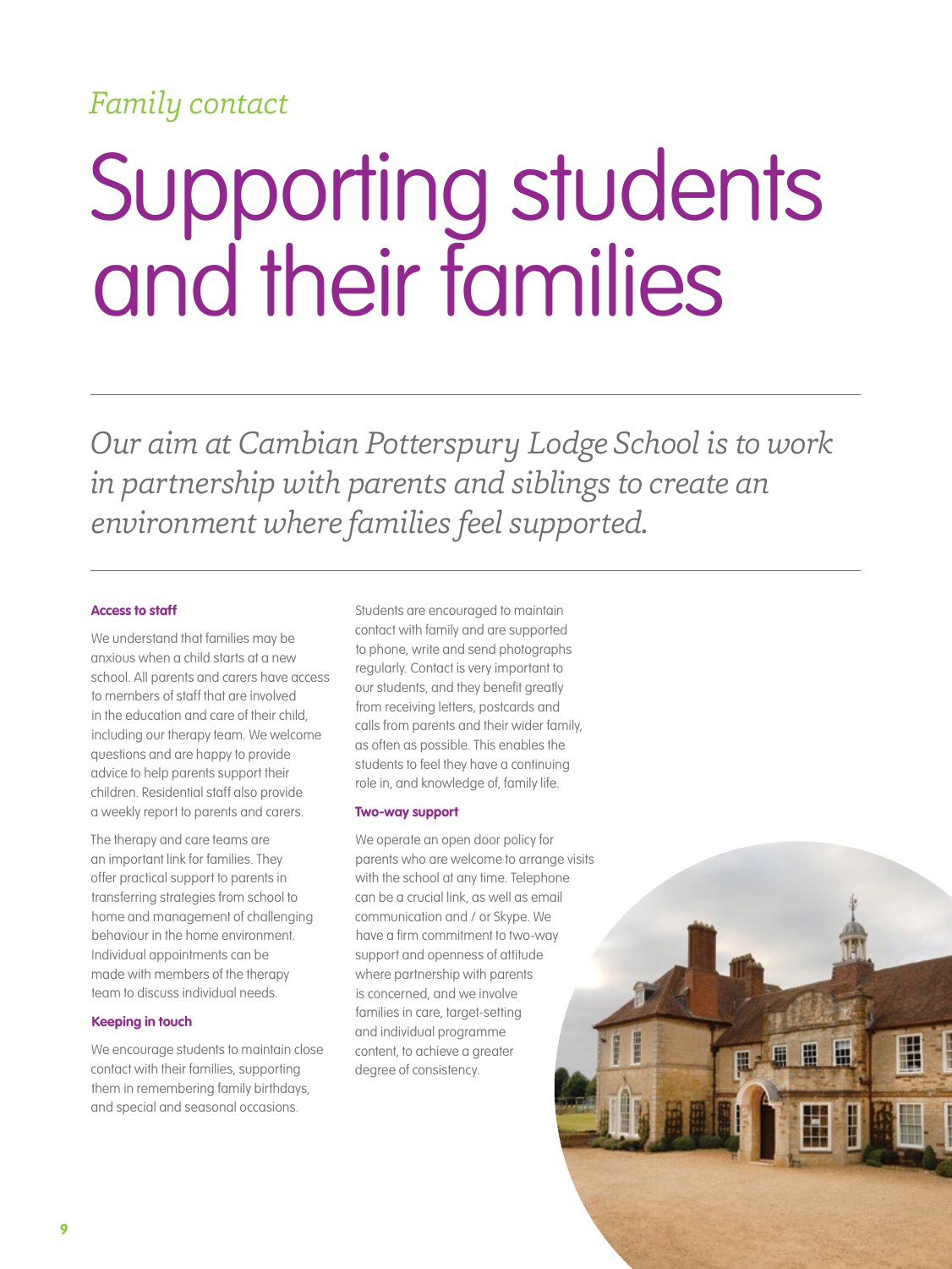*Family contact*

# Supporting students and their families

*Our aim at Cambian Potterspury Lodge School is to work in partnership with parents and siblings to create an environment where families feel supported.*

**Access to staff**

We understand that families may be anxious when a child starts at a new school. All parents and carers have access to members of staff that are involved in the education and care of their child, including our therapy team. We welcome questions and are happy to provide advice to help parents support their children. Residential staff also provide a weekly report to parents and carers.

The therapy and care teams are an important link for families. They offer practical support to parents in transferring strategies from school to home and management of challenging behaviour in the home environment. Individual appointments can be made with members of the therapy team to discuss individual needs.

**Keeping in touch**

We encourage students to maintain close contact with their families, supporting them in remembering family birthdays, and special and seasonal occasions.

Students are encouraged to maintain contact with family and are supported to phone, write and send photographs regularly. Contact is very important to our students, and they benefit greatly from receiving letters, postcards and calls from parents and their wider family, as often as possible. This enables the students to feel they have a continuing role in, and knowledge of, family life.

**Two-way support**

We operate an open door policy for parents who are welcome to arrange visits with the school at any time. Telephone can be a crucial link, as well as email communication and / or Skype. We have a firm commitment to two-way support and openness of attitude where partnership with parents is concerned, and we involve families in care, target-setting and individual programme content, to achieve a greater degree of consistency.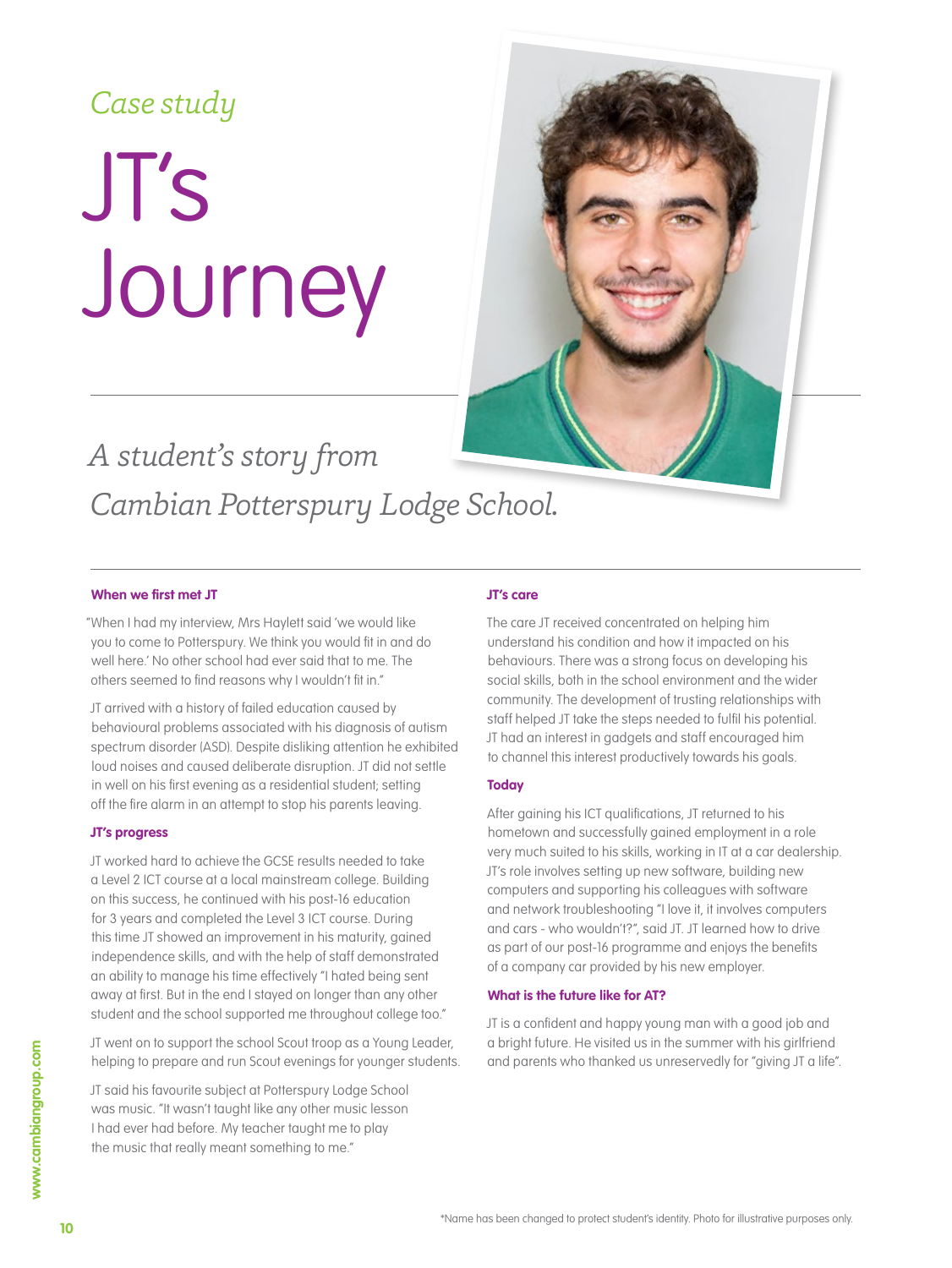*Case study*

# JT's Journey

*A student's story from Cambian Potterspury Lodge School.*

### When we first met JT

"When I had my interview, Mrs Haylett said 'we would like you to come to Potterspury. We think you would fit in and do well here.' No other school had ever said that to me. The others seemed to find reasons why I wouldn't fit in."

JT arrived with a history of failed education caused by behavioural problems associated with his diagnosis of autism spectrum disorder (ASD). Despite disliking attention he exhibited loud noises and caused deliberate disruption. JT did not settle in well on his first evening as a residential student; setting off the fire alarm in an attempt to stop his parents leaving.

### JT's progress

JT worked hard to achieve the GCSE results needed to take a Level 2 ICT course at a local mainstream college. Building on this success, he continued with his post-16 education for 3 years and completed the Level 3 ICT course. During this time JT showed an improvement in his maturity, gained independence skills, and with the help of staff demonstrated an ability to manage his time effectively "I hated being sent away at first. But in the end I stayed on longer than any other student and the school supported me throughout college too."

JT went on to support the school Scout troop as a Young Leader, helping to prepare and run Scout evenings for younger students.

JT said his favourite subject at Potterspury Lodge School was music. "It wasn't taught like any other music lesson I had ever had before. My teacher taught me to play the music that really meant something to me."

### JT's care

The care JT received concentrated on helping him understand his condition and how it impacted on his behaviours. There was a strong focus on developing his social skills, both in the school environment and the wider community. The development of trusting relationships with staff helped JT take the steps needed to fulfil his potential. JT had an interest in gadgets and staff encouraged him to channel this interest productively towards his goals.

### Today

After gaining his ICT qualifications, JT returned to his hometown and successfully gained employment in a role very much suited to his skills, working in IT at a car dealership. JT's role involves setting up new software, building new computers and supporting his colleagues with software and network troubleshooting "I love it, it involves computers and cars - who wouldn't?", said JT. JT learned how to drive as part of our post-16 programme and enjoys the benefits of a company car provided by his new employer.

### What is the future like for AT?

JT is a confident and happy young man with a good job and a bright future. He visited us in the summer with his girlfriend and parents who thanked us unreservedly for "giving JT a life".

*Name has been changed to protect student's identity. Photo for illustrative purposes only.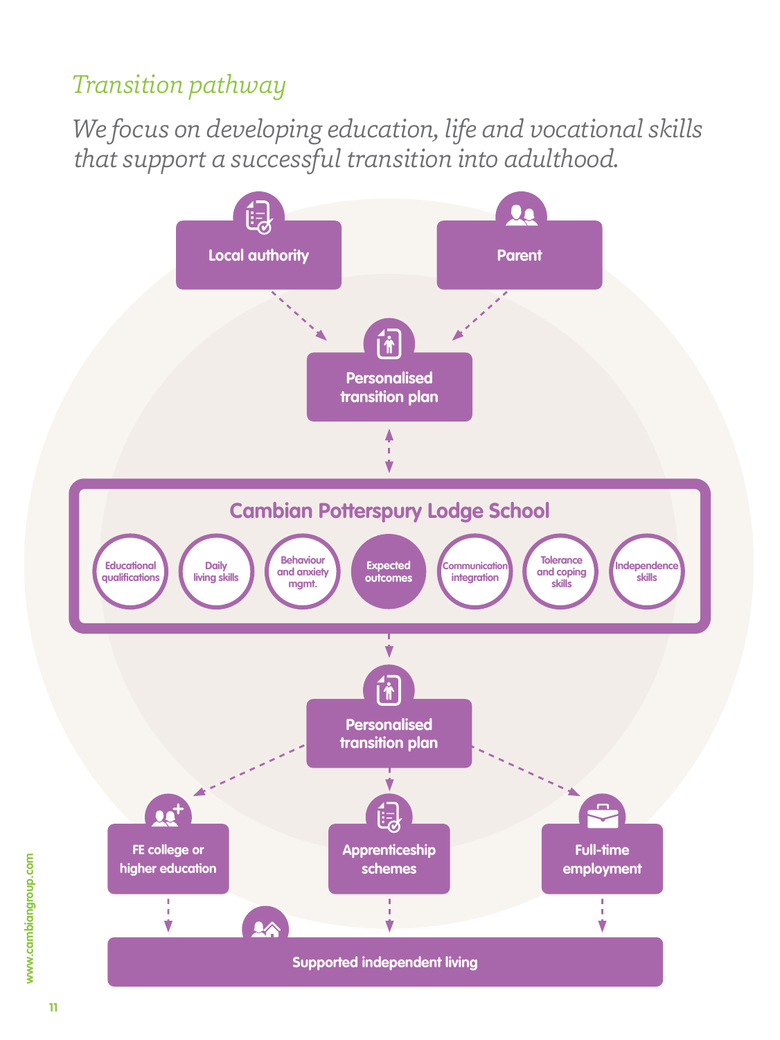## *Transition pathway*

*We focus on developing education, life and vocational skills that support a successful transition into adulthood.*

**Local authority**

**Parent**

**Personalised transition plan**

**Cambian Potterspury Lodge School**

- Educational qualifications
- Daily living skills
- Behaviour and anxiety mgmt.
- Expected outcomes
- Communication integration
- Tolerance and coping skills
- Independence skills

**Personalised transition plan**

**FE college or higher education**

**Apprenticeship schemes**

**Full-time employment**

**Supported independent living**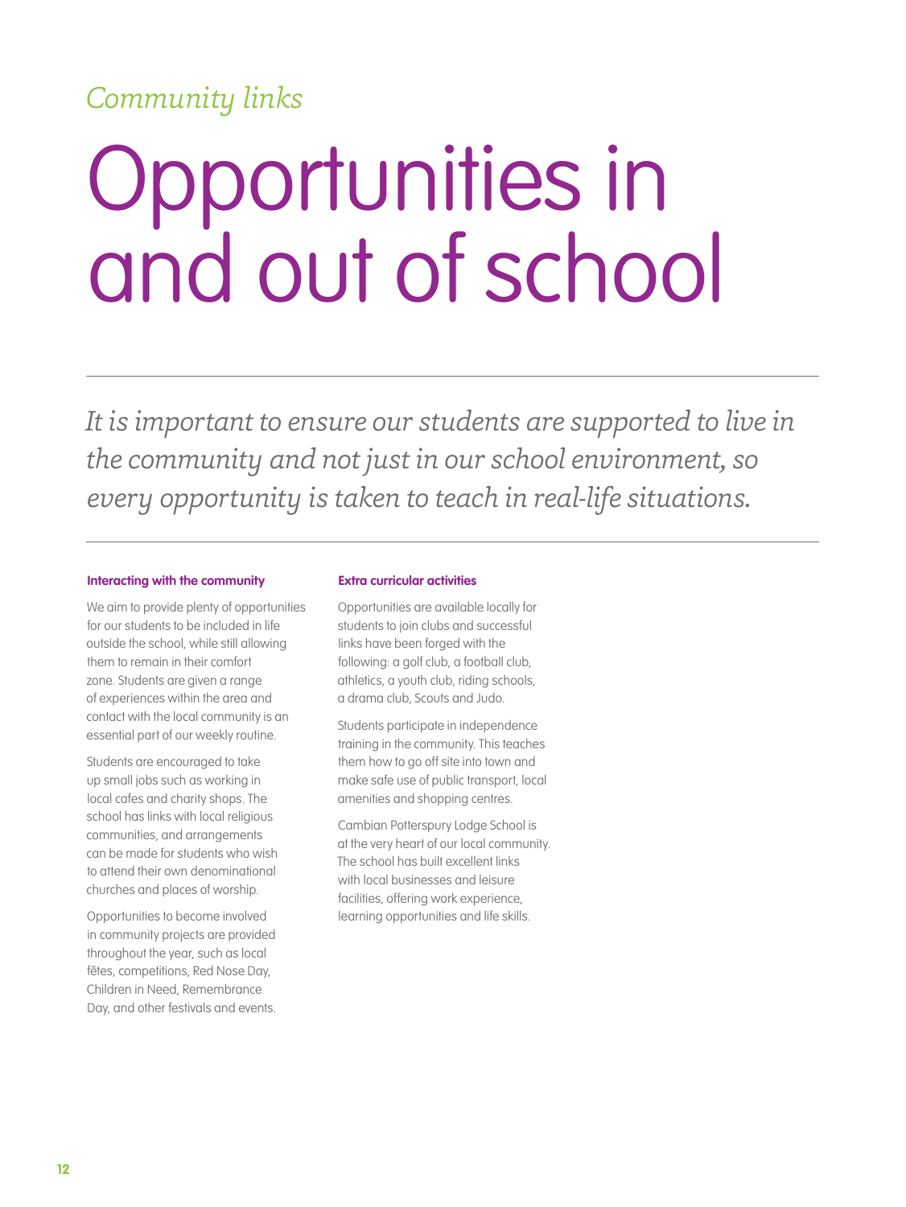*Community links*

# Opportunities in and out of school

*It is important to ensure our students are supported to live in the community and not just in our school environment, so every opportunity is taken to teach in real-life situations.*

### Interacting with the community

We aim to provide plenty of opportunities for our students to be included in life outside the school, while still allowing them to remain in their comfort zone. Students are given a range of experiences within the area and contact with the local community is an essential part of our weekly routine.

Students are encouraged to take up small jobs such as working in local cafes and charity shops. The school has links with local religious communities, and arrangements can be made for students who wish to attend their own denominational churches and places of worship.

Opportunities to become involved in community projects are provided throughout the year, such as local fêtes, competitions, Red Nose Day, Children in Need, Remembrance Day, and other festivals and events.

### Extra curricular activities

Opportunities are available locally for students to join clubs and successful links have been forged with the following: a golf club, a football club, athletics, a youth club, riding schools, a drama club, Scouts and Judo.

Students participate in independence training in the community. This teaches them how to go off site into town and make safe use of public transport, local amenities and shopping centres.

Cambian Potterspury Lodge School is at the very heart of our local community. The school has built excellent links with local businesses and leisure facilities, offering work experience, learning opportunities and life skills.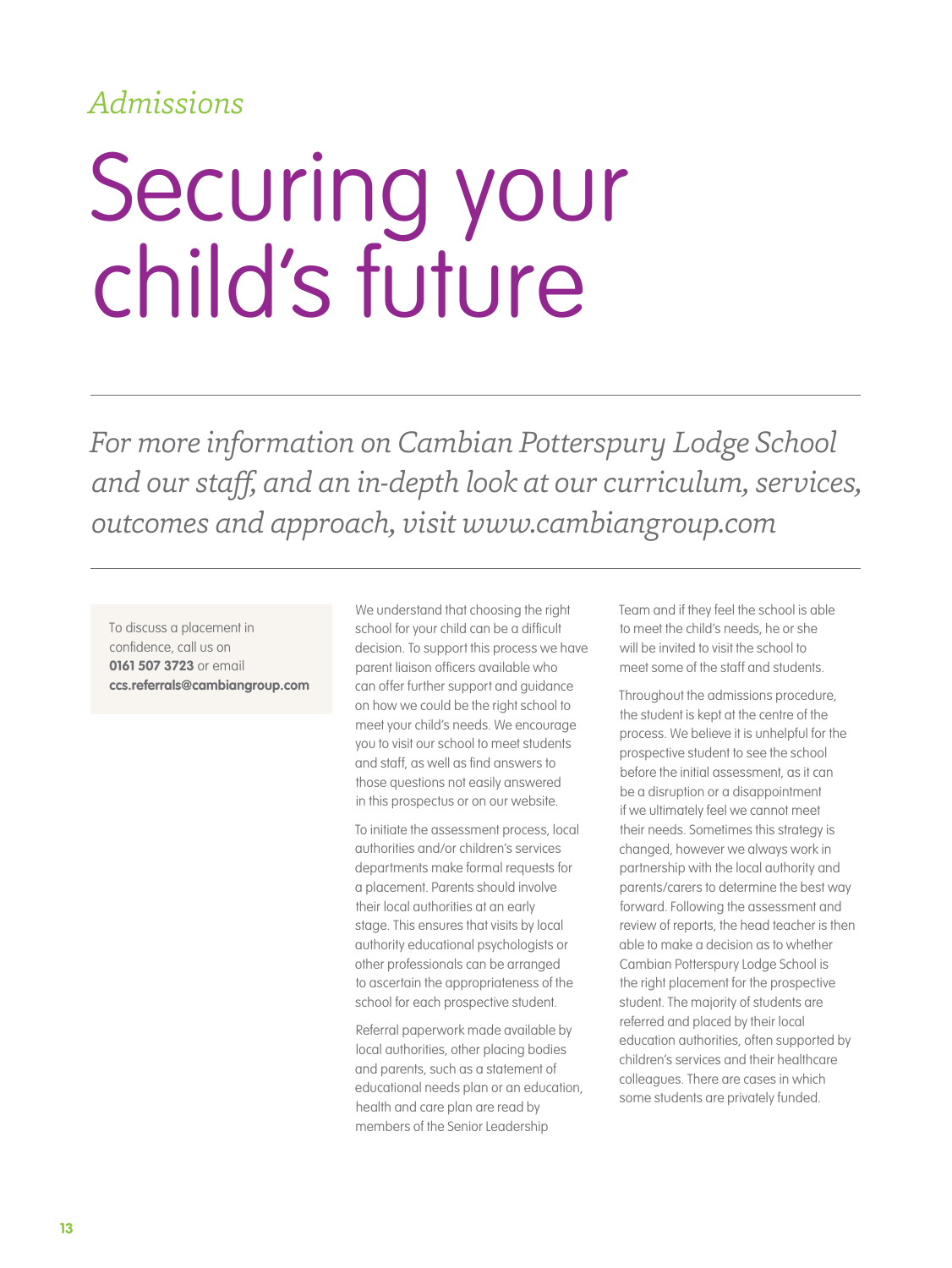*Admissions*

# Securing your child's future

*For more information on Cambian Potterspury Lodge School and our staff, and an in-depth look at our curriculum, services, outcomes and approach, visit www.cambiangroup.com*

To discuss a placement in confidence, call us on **0161 507 3723** or email **ccs.referrals@cambiangroup.com**

We understand that choosing the right school for your child can be a difficult decision. To support this process we have parent liaison officers available who can offer further support and guidance on how we could be the right school to meet your child's needs. We encourage you to visit our school to meet students and staff, as well as find answers to those questions not easily answered in this prospectus or on our website.

To initiate the assessment process, local authorities and/or children's services departments make formal requests for a placement. Parents should involve their local authorities at an early stage. This ensures that visits by local authority educational psychologists or other professionals can be arranged to ascertain the appropriateness of the school for each prospective student.

Referral paperwork made available by local authorities, other placing bodies and parents, such as a statement of educational needs plan or an education, health and care plan are read by members of the Senior Leadership Team and if they feel the school is able to meet the child's needs, he or she will be invited to visit the school to meet some of the staff and students.

Throughout the admissions procedure, the student is kept at the centre of the process. We believe it is unhelpful for the prospective student to see the school before the initial assessment, as it can be a disruption or a disappointment if we ultimately feel we cannot meet their needs. Sometimes this strategy is changed, however we always work in partnership with the local authority and parents/carers to determine the best way forward. Following the assessment and review of reports, the head teacher is then able to make a decision as to whether Cambian Potterspury Lodge School is the right placement for the prospective student. The majority of students are referred and placed by their local education authorities, often supported by children's services and their healthcare colleagues. There are cases in which some students are privately funded.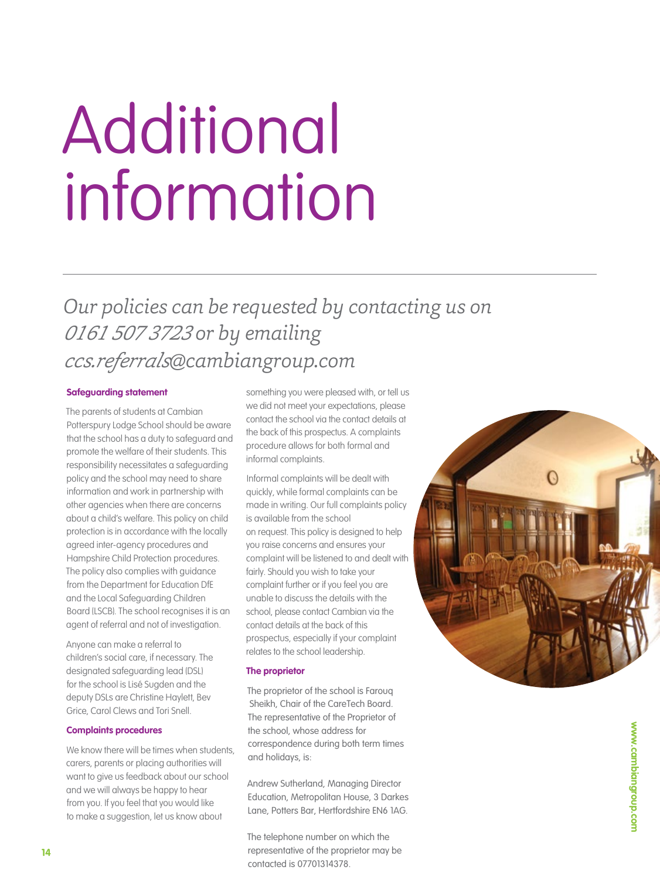# Additional information

*Our policies can be requested by contacting us on 0161 507 3723 or by emailing ccs.referrals@cambiangroup.com*

**Safeguarding statement**

The parents of students at Cambian Potterspury Lodge School should be aware that the school has a duty to safeguard and promote the welfare of their students. This responsibility necessitates a safeguarding policy and the school may need to share information and work in partnership with other agencies when there are concerns about a child's welfare. This policy on child protection is in accordance with the locally agreed inter-agency procedures and Hampshire Child Protection procedures. The policy also complies with guidance from the Department for Education DfE and the Local Safeguarding Children Board (LSCB). The school recognises it is an agent of referral and not of investigation.

Anyone can make a referral to children's social care, if necessary. The designated safeguarding lead (DSL) for the school is Lisé Sugden and the deputy DSLs are Christine Haylett, Bev Grice, Carol Clews and Tori Snell.

**Complaints procedures**

We know there will be times when students, carers, parents or placing authorities will want to give us feedback about our school and we will always be happy to hear from you. If you feel that you would like to make a suggestion, let us know about something you were pleased with, or tell us we did not meet your expectations, please contact the school via the contact details at the back of this prospectus. A complaints procedure allows for both formal and informal complaints.

Informal complaints will be dealt with quickly, while formal complaints can be made in writing. Our full complaints policy is available from the school on request. This policy is designed to help you raise concerns and ensures your complaint will be listened to and dealt with fairly. Should you wish to take your complaint further or if you feel you are unable to discuss the details with the school, please contact Cambian via the contact details at the back of this prospectus, especially if your complaint relates to the school leadership.

**The proprietor**

The proprietor of the school is Farouq Sheikh, Chair of the CareTech Board. The representative of the Proprietor of the school, whose address for correspondence during both term times and holidays, is:

Andrew Sutherland, Managing Director Education, Metropolitan House, 3 Darkes Lane, Potters Bar, Hertfordshire EN6 1AG.

The telephone number on which the representative of the proprietor may be contacted is 07701314378.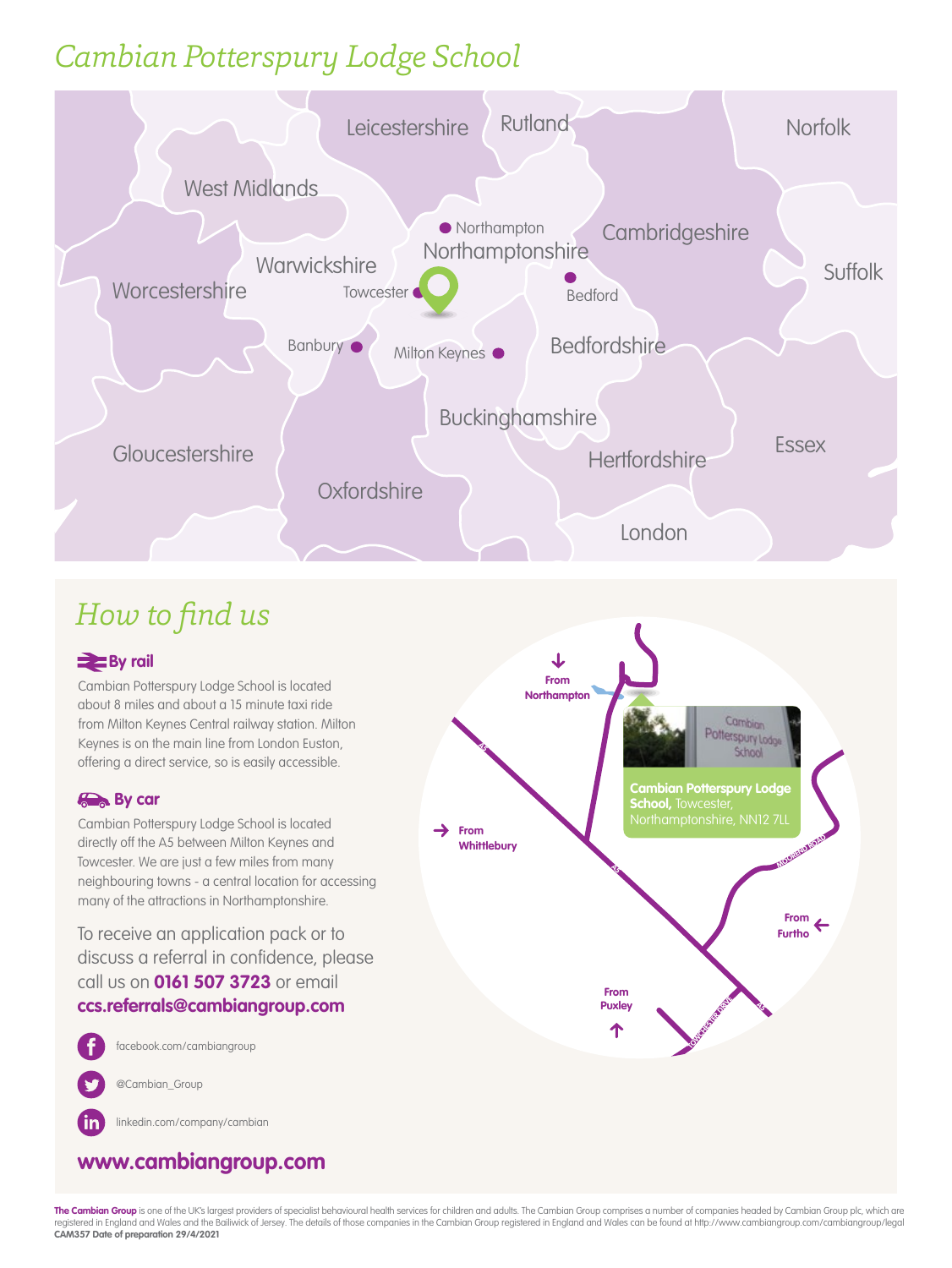# Cambian Potterspury Lodge School

Leicestershire
Rutland
Norfolk
West Midlands
Northampton
Cambridgeshire
Northamptonshire
Warwickshire
Suffolk
Worcestershire
Towcester
Bedford
Banbury
Milton Keynes
Bedfordshire
Buckinghamshire
Gloucestershire
Hertfordshire
Essex
Oxfordshire
London

## How to find us

### By rail

Cambian Potterspury Lodge School is located about 8 miles and about a 15 minute taxi ride from Milton Keynes Central railway station. Milton Keynes is on the main line from London Euston, offering a direct service, so is easily accessible.

### By car

Cambian Potterspury Lodge School is located directly off the A5 between Milton Keynes and Towcester. We are just a few miles from many neighbouring towns - a central location for accessing many of the attractions in Northamptonshire.

To receive an application pack or to discuss a referral in confidence, please call us on **0161 507 3723** or email **ccs.referrals@cambiangroup.com**

From Northampton
From Whittlebury
From Furtho
From Puxley
A5
Moorend Road
Towcester Drive

**Cambian Potterspury Lodge School,** Towcester, Northamptonshire, NN12 7LL

facebook.com/cambiangroup

@Cambian_Group

linkedin.com/company/cambian

**www.cambiangroup.com**

**The Cambian Group** is one of the UK's largest providers of specialist behavioural health services for children and adults. The Cambian Group comprises a number of companies headed by Cambian Group plc, which are registered in England and Wales and the Bailiwick of Jersey. The details of those companies in the Cambian Group registered in England and Wales can be found at http://www.cambiangroup.com/cambiangroup/legal
**CAM357 Date of preparation 29/4/2021**